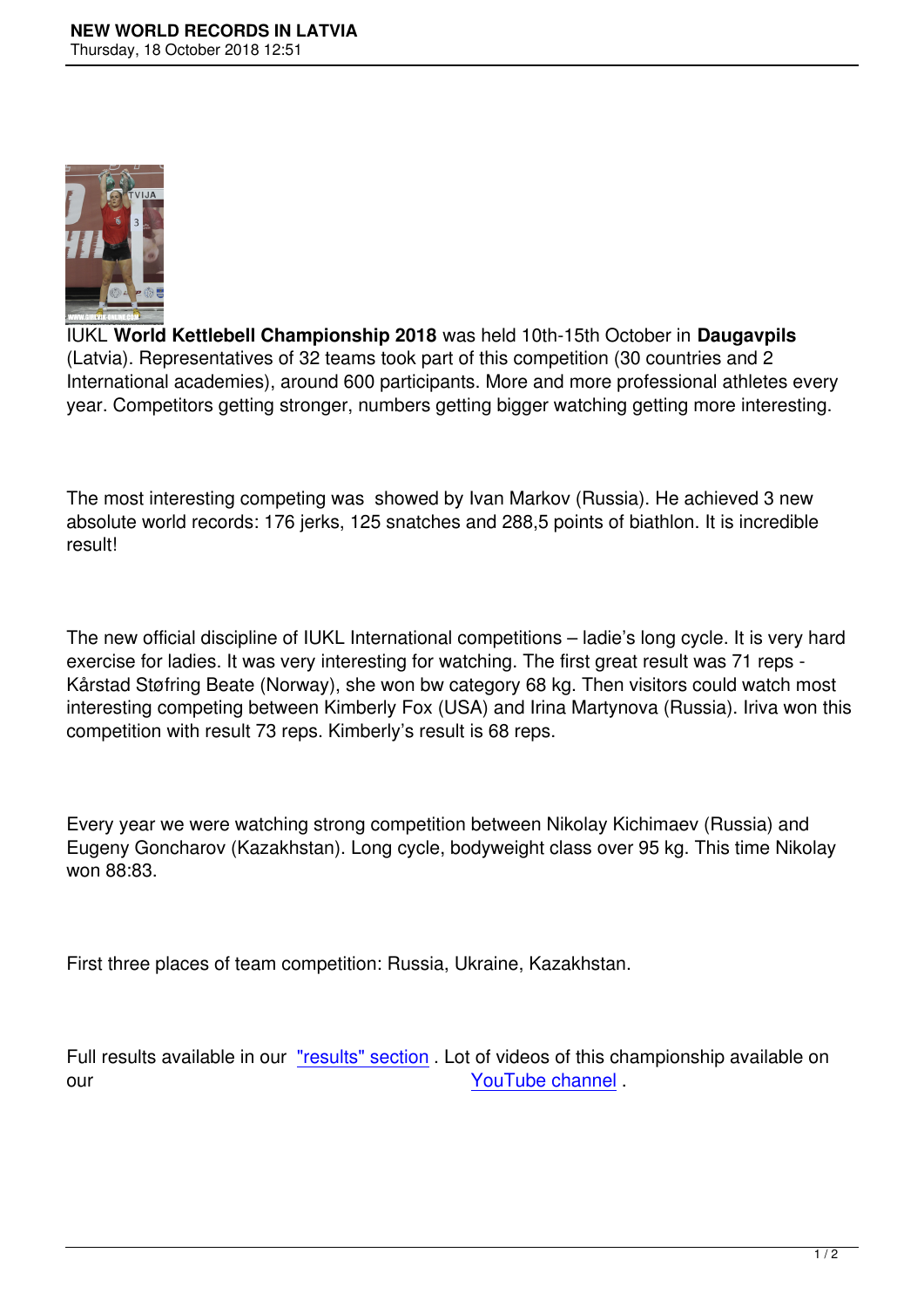IUKL **World Kettlebell Championship 2018** was held 10th-15th October in **Daugavpils** (Latvia). Representatives of 32 teams took part of this competition (30 countries and 2 International academies), around 600 participants. More and more professional athletes every year. Competitors getting stronger, numbers getting bigger watching getting more interesting.

The most interesting competing was  showed by Ivan Markov (Russia). He achieved 3 new absolute world records: 176 jerks, 125 snatches and 288,5 points of biathlon. It is incredible result!

The new official discipline of IUKL International competitions – ladie’s long cycle. It is very hard exercise for ladies. It was very interesting for watching. The first great result was 71 reps - Kårstad Støfring Beate (Norway), she won bw category 68 kg. Then visitors could watch most interesting competing between Kimberly Fox (USA) and Irina Martynova (Russia). Iriva won this competition with result 73 reps. Kimberly’s result is 68 reps.

Every year we were watching strong competition between Nikolay Kichimaev (Russia) and Eugeny Goncharov (Kazakhstan). Long cycle, bodyweight class over 95 kg. This time Nikolay won 88:83.

First three places of team competition: Russia, Ukraine, Kazakhstan.

Full results available in our "results" section . Lot of videos of this championship available on our YouTube channel .